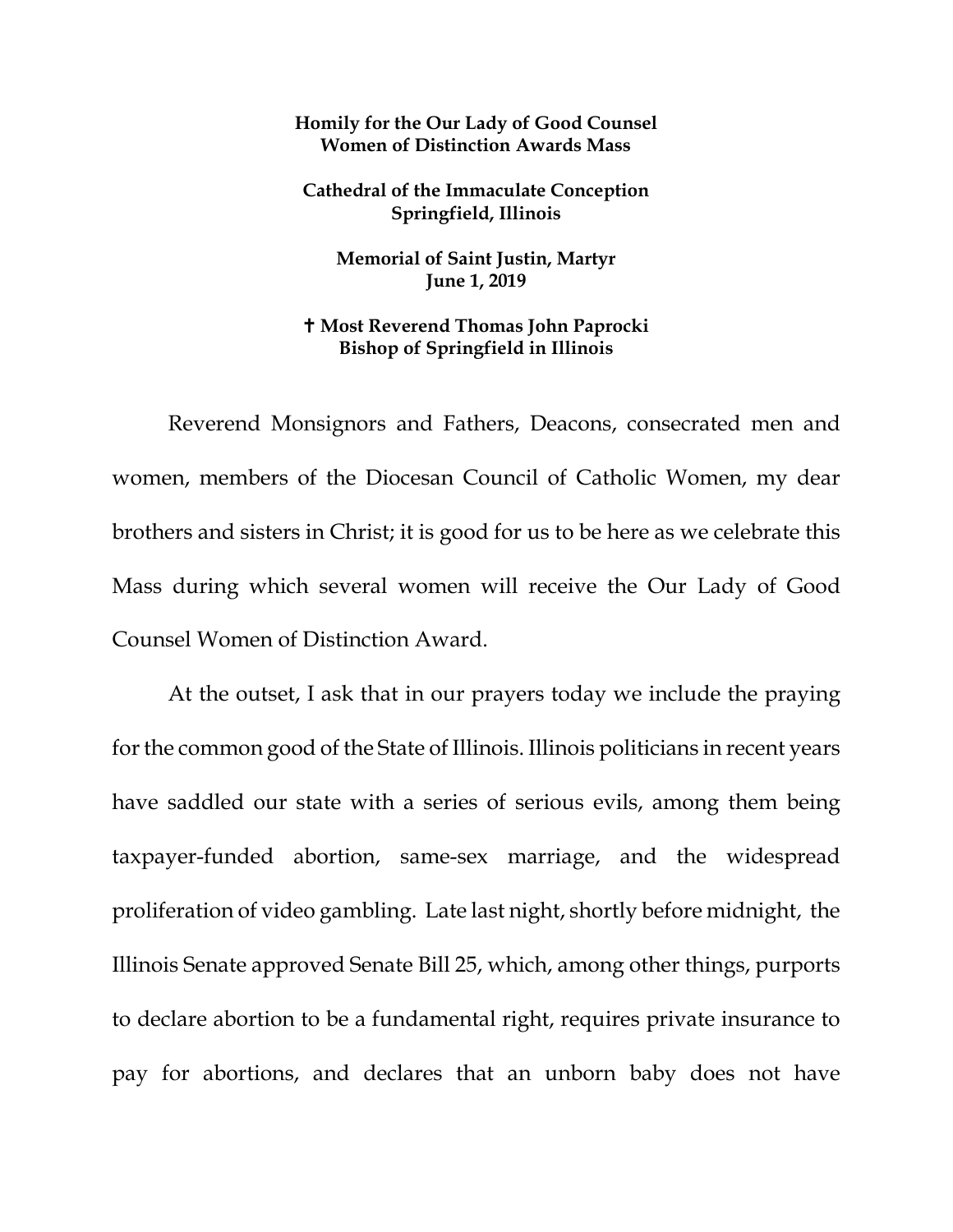**Homily for the Our Lady of Good Counsel**
**Women of Distinction Awards Mass**

**Cathedral of the Immaculate Conception**
**Springfield, Illinois**

**Memorial of Saint Justin, Martyr**
**June 1, 2019**

**✝ Most Reverend Thomas John Paprocki**
**Bishop of Springfield in Illinois**

Reverend Monsignors and Fathers, Deacons, consecrated men and women, members of the Diocesan Council of Catholic Women, my dear brothers and sisters in Christ; it is good for us to be here as we celebrate this Mass during which several women will receive the Our Lady of Good Counsel Women of Distinction Award.

At the outset, I ask that in our prayers today we include the praying for the common good of the State of Illinois. Illinois politicians in recent years have saddled our state with a series of serious evils, among them being taxpayer-funded abortion, same-sex marriage, and the widespread proliferation of video gambling. Late last night, shortly before midnight, the Illinois Senate approved Senate Bill 25, which, among other things, purports to declare abortion to be a fundamental right, requires private insurance to pay for abortions, and declares that an unborn baby does not have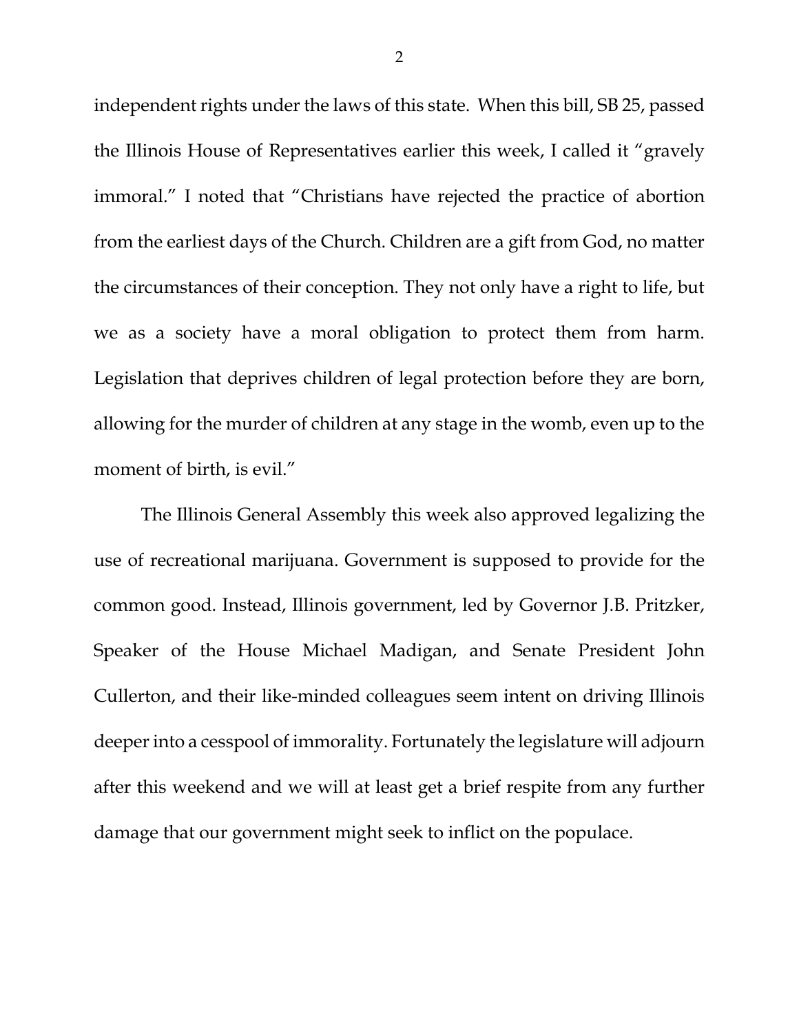independent rights under the laws of this state. When this bill, SB 25, passed the Illinois House of Representatives earlier this week, I called it "gravely immoral." I noted that "Christians have rejected the practice of abortion from the earliest days of the Church. Children are a gift from God, no matter the circumstances of their conception. They not only have a right to life, but we as a society have a moral obligation to protect them from harm. Legislation that deprives children of legal protection before they are born, allowing for the murder of children at any stage in the womb, even up to the moment of birth, is evil."

The Illinois General Assembly this week also approved legalizing the use of recreational marijuana. Government is supposed to provide for the common good. Instead, Illinois government, led by Governor J.B. Pritzker, Speaker of the House Michael Madigan, and Senate President John Cullerton, and their like-minded colleagues seem intent on driving Illinois deeper into a cesspool of immorality. Fortunately the legislature will adjourn after this weekend and we will at least get a brief respite from any further damage that our government might seek to inflict on the populace.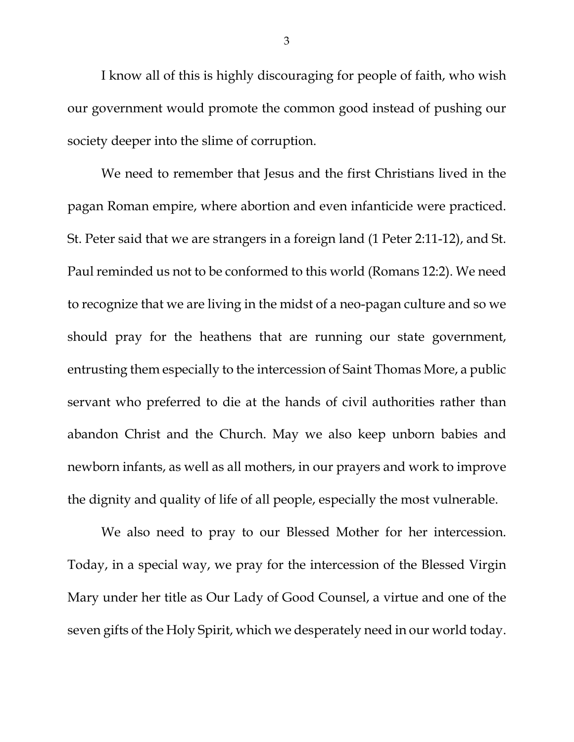I know all of this is highly discouraging for people of faith, who wish our government would promote the common good instead of pushing our society deeper into the slime of corruption.

We need to remember that Jesus and the first Christians lived in the pagan Roman empire, where abortion and even infanticide were practiced. St. Peter said that we are strangers in a foreign land (1 Peter 2:11-12), and St. Paul reminded us not to be conformed to this world (Romans 12:2). We need to recognize that we are living in the midst of a neo-pagan culture and so we should pray for the heathens that are running our state government, entrusting them especially to the intercession of Saint Thomas More, a public servant who preferred to die at the hands of civil authorities rather than abandon Christ and the Church. May we also keep unborn babies and newborn infants, as well as all mothers, in our prayers and work to improve the dignity and quality of life of all people, especially the most vulnerable.

We also need to pray to our Blessed Mother for her intercession. Today, in a special way, we pray for the intercession of the Blessed Virgin Mary under her title as Our Lady of Good Counsel, a virtue and one of the seven gifts of the Holy Spirit, which we desperately need in our world today.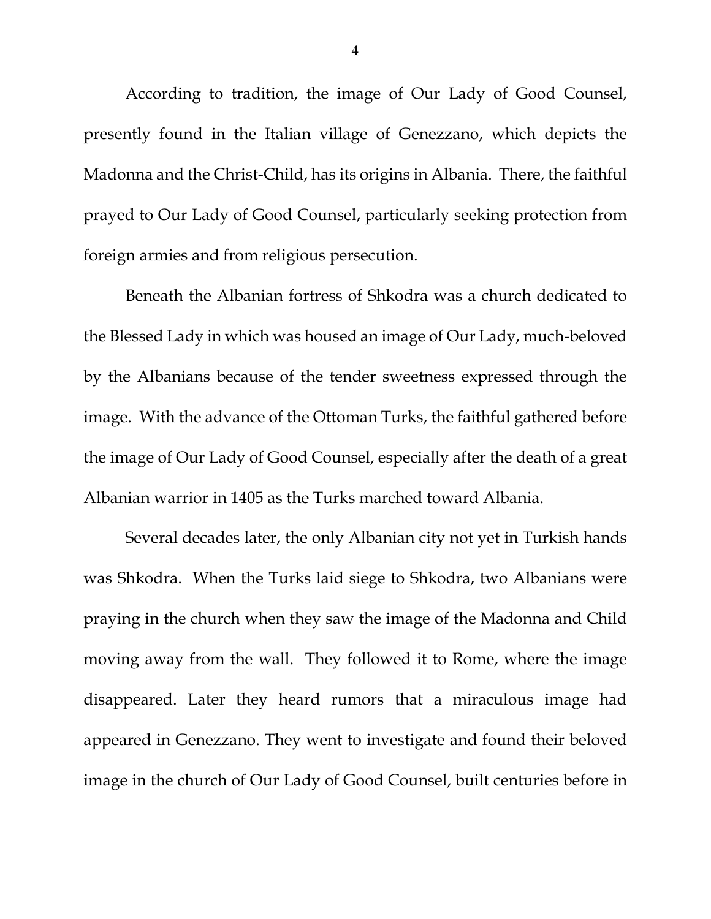According to tradition, the image of Our Lady of Good Counsel, presently found in the Italian village of Genezzano, which depicts the Madonna and the Christ-Child, has its origins in Albania. There, the faithful prayed to Our Lady of Good Counsel, particularly seeking protection from foreign armies and from religious persecution.

Beneath the Albanian fortress of Shkodra was a church dedicated to the Blessed Lady in which was housed an image of Our Lady, much-beloved by the Albanians because of the tender sweetness expressed through the image. With the advance of the Ottoman Turks, the faithful gathered before the image of Our Lady of Good Counsel, especially after the death of a great Albanian warrior in 1405 as the Turks marched toward Albania.

Several decades later, the only Albanian city not yet in Turkish hands was Shkodra. When the Turks laid siege to Shkodra, two Albanians were praying in the church when they saw the image of the Madonna and Child moving away from the wall. They followed it to Rome, where the image disappeared. Later they heard rumors that a miraculous image had appeared in Genezzano. They went to investigate and found their beloved image in the church of Our Lady of Good Counsel, built centuries before in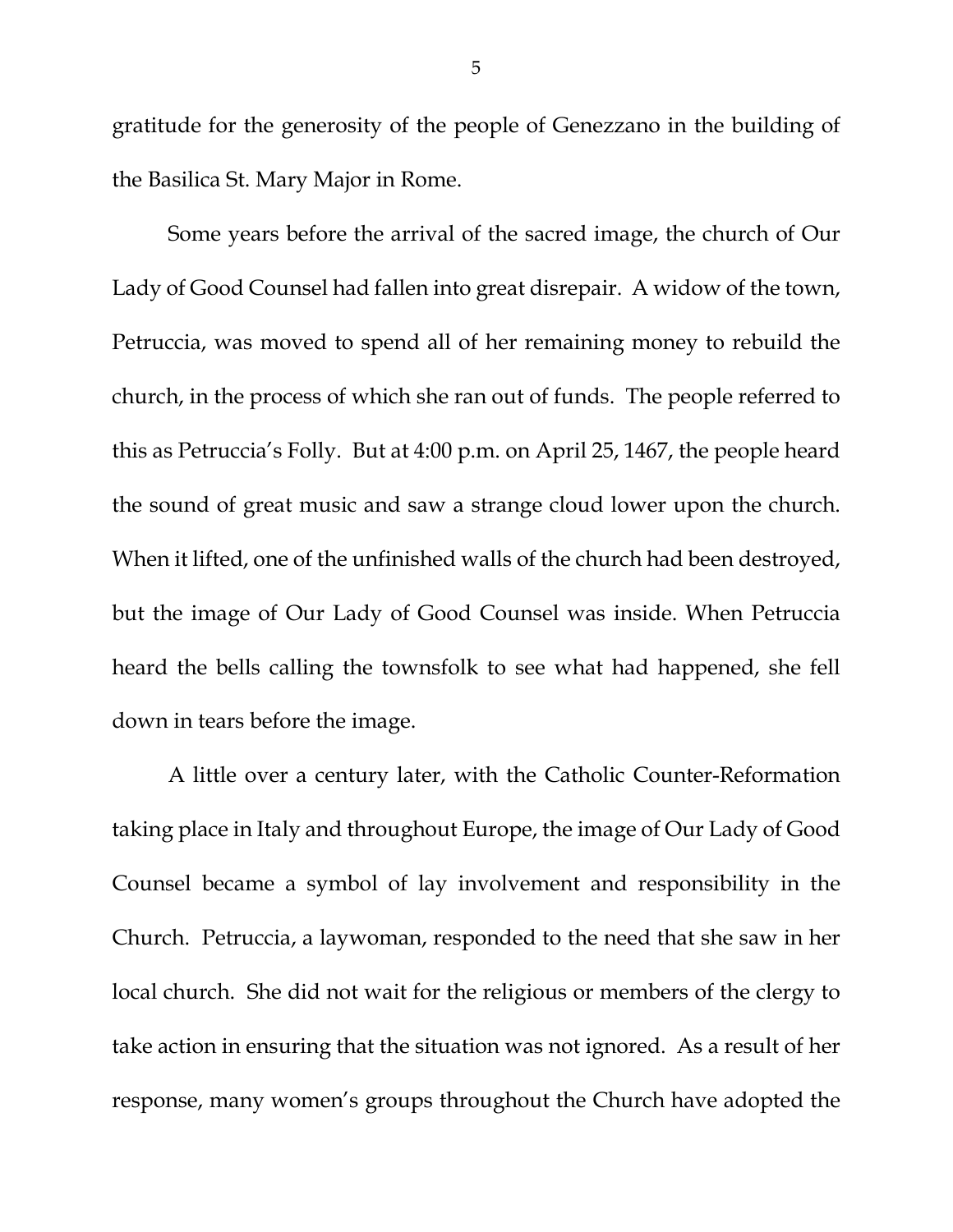gratitude for the generosity of the people of Genezzano in the building of the Basilica St. Mary Major in Rome.

Some years before the arrival of the sacred image, the church of Our Lady of Good Counsel had fallen into great disrepair. A widow of the town, Petruccia, was moved to spend all of her remaining money to rebuild the church, in the process of which she ran out of funds. The people referred to this as Petruccia's Folly. But at 4:00 p.m. on April 25, 1467, the people heard the sound of great music and saw a strange cloud lower upon the church. When it lifted, one of the unfinished walls of the church had been destroyed, but the image of Our Lady of Good Counsel was inside. When Petruccia heard the bells calling the townsfolk to see what had happened, she fell down in tears before the image.

A little over a century later, with the Catholic Counter-Reformation taking place in Italy and throughout Europe, the image of Our Lady of Good Counsel became a symbol of lay involvement and responsibility in the Church. Petruccia, a laywoman, responded to the need that she saw in her local church. She did not wait for the religious or members of the clergy to take action in ensuring that the situation was not ignored. As a result of her response, many women's groups throughout the Church have adopted the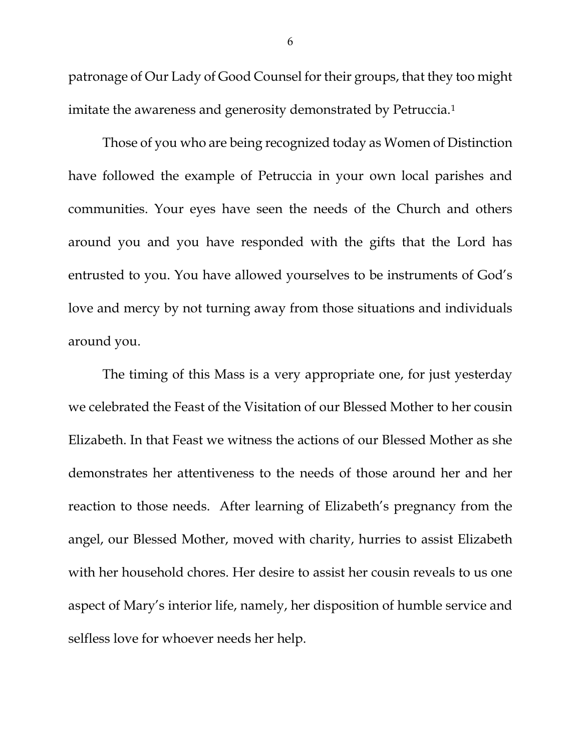patronage of Our Lady of Good Counsel for their groups, that they too might imitate the awareness and generosity demonstrated by Petruccia.[1]

Those of you who are being recognized today as Women of Distinction have followed the example of Petruccia in your own local parishes and communities. Your eyes have seen the needs of the Church and others around you and you have responded with the gifts that the Lord has entrusted to you. You have allowed yourselves to be instruments of God's love and mercy by not turning away from those situations and individuals around you.

The timing of this Mass is a very appropriate one, for just yesterday we celebrated the Feast of the Visitation of our Blessed Mother to her cousin Elizabeth. In that Feast we witness the actions of our Blessed Mother as she demonstrates her attentiveness to the needs of those around her and her reaction to those needs. After learning of Elizabeth's pregnancy from the angel, our Blessed Mother, moved with charity, hurries to assist Elizabeth with her household chores. Her desire to assist her cousin reveals to us one aspect of Mary's interior life, namely, her disposition of humble service and selfless love for whoever needs her help.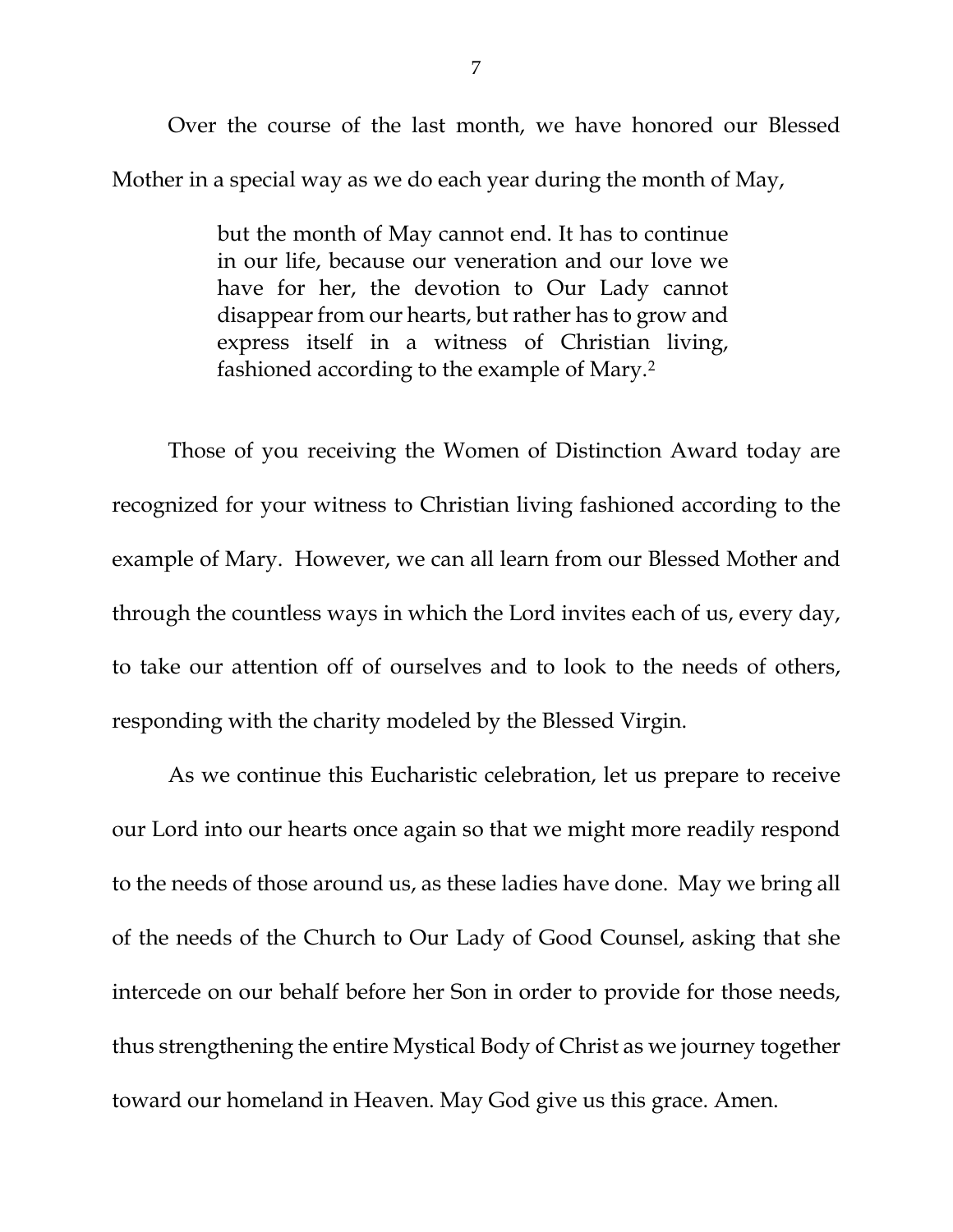Over the course of the last month, we have honored our Blessed Mother in a special way as we do each year during the month of May,

> but the month of May cannot end. It has to continue in our life, because our veneration and our love we have for her, the devotion to Our Lady cannot disappear from our hearts, but rather has to grow and express itself in a witness of Christian living, fashioned according to the example of Mary.[2]

Those of you receiving the Women of Distinction Award today are recognized for your witness to Christian living fashioned according to the example of Mary. However, we can all learn from our Blessed Mother and through the countless ways in which the Lord invites each of us, every day, to take our attention off of ourselves and to look to the needs of others, responding with the charity modeled by the Blessed Virgin.

As we continue this Eucharistic celebration, let us prepare to receive our Lord into our hearts once again so that we might more readily respond to the needs of those around us, as these ladies have done. May we bring all of the needs of the Church to Our Lady of Good Counsel, asking that she intercede on our behalf before her Son in order to provide for those needs, thus strengthening the entire Mystical Body of Christ as we journey together toward our homeland in Heaven. May God give us this grace. Amen.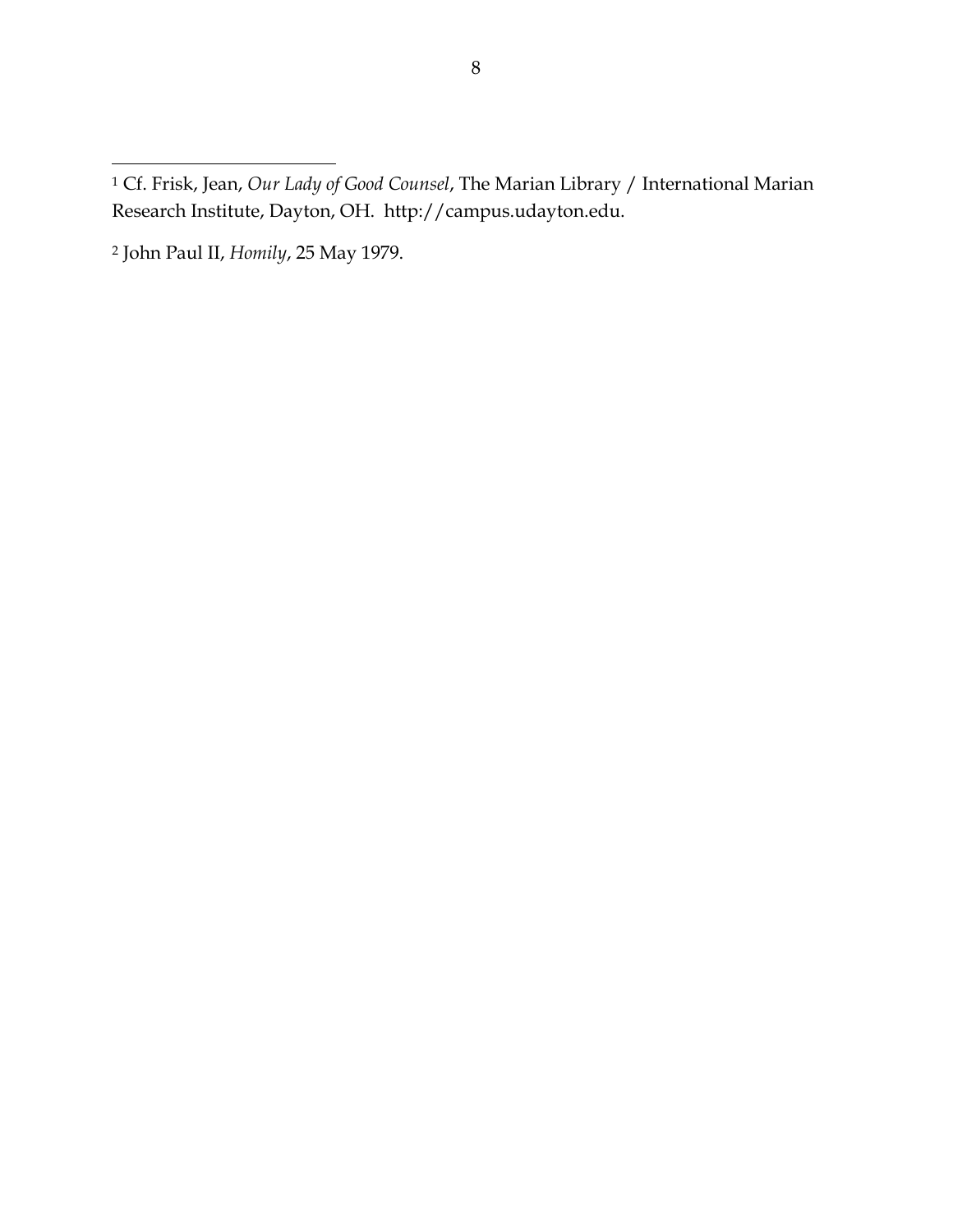[1] Cf. Frisk, Jean, *Our Lady of Good Counsel*, The Marian Library / International Marian Research Institute, Dayton, OH. http://campus.udayton.edu.

[2] John Paul II, *Homily*, 25 May 1979.